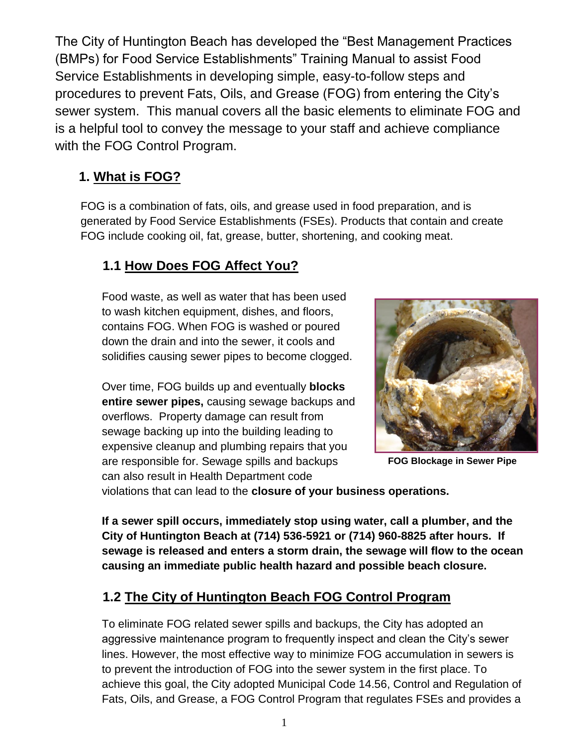The City of Huntington Beach has developed the "Best Management Practices (BMPs) for Food Service Establishments" Training Manual to assist Food Service Establishments in developing simple, easy-to-follow steps and procedures to prevent Fats, Oils, and Grease (FOG) from entering the City's sewer system. This manual covers all the basic elements to eliminate FOG and is a helpful tool to convey the message to your staff and achieve compliance with the FOG Control Program.

## 1. What is FOG?

FOG is a combination of fats, oils, and grease used in food preparation, and is generated by Food Service Establishments (FSEs). Products that contain and create FOG include cooking oil, fat, grease, butter, shortening, and cooking meat.

### 1.1 How Does FOG Affect You?

Food waste, as well as water that has been used to wash kitchen equipment, dishes, and floors, contains FOG. When FOG is washed or poured down the drain and into the sewer, it cools and solidifies causing sewer pipes to become clogged.

Over time, FOG builds up and eventually **blocks entire sewer pipes,** causing sewage backups and overflows. Property damage can result from sewage backing up into the building leading to expensive cleanup and plumbing repairs that you are responsible for. Sewage spills and backups can also result in Health Department code violations that can lead to the **closure of your business operations.**

**FOG Blockage in Sewer Pipe**

**If a sewer spill occurs, immediately stop using water, call a plumber, and the City of Huntington Beach at (714) 536-5921 or (714) 960-8825 after hours. If sewage is released and enters a storm drain, the sewage will flow to the ocean causing an immediate public health hazard and possible beach closure.**

### 1.2 The City of Huntington Beach FOG Control Program

To eliminate FOG related sewer spills and backups, the City has adopted an aggressive maintenance program to frequently inspect and clean the City's sewer lines. However, the most effective way to minimize FOG accumulation in sewers is to prevent the introduction of FOG into the sewer system in the first place. To achieve this goal, the City adopted Municipal Code 14.56, Control and Regulation of Fats, Oils, and Grease, a FOG Control Program that regulates FSEs and provides a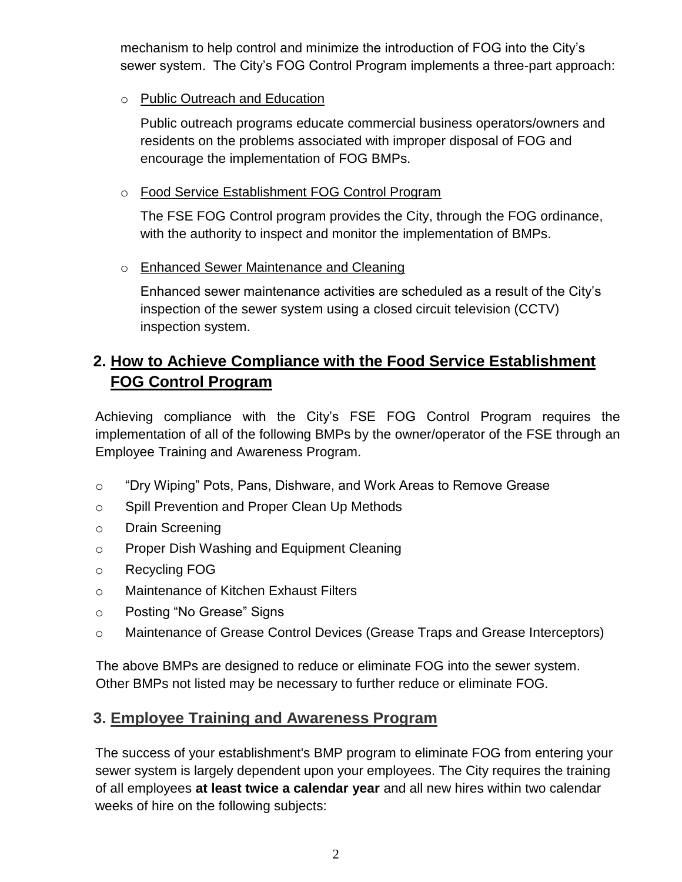mechanism to help control and minimize the introduction of FOG into the City's sewer system. The City's FOG Control Program implements a three-part approach:

- Public Outreach and Education

  Public outreach programs educate commercial business operators/owners and residents on the problems associated with improper disposal of FOG and encourage the implementation of FOG BMPs.

- Food Service Establishment FOG Control Program

  The FSE FOG Control program provides the City, through the FOG ordinance, with the authority to inspect and monitor the implementation of BMPs.

- Enhanced Sewer Maintenance and Cleaning

  Enhanced sewer maintenance activities are scheduled as a result of the City's inspection of the sewer system using a closed circuit television (CCTV) inspection system.

## 2. How to Achieve Compliance with the Food Service Establishment FOG Control Program

Achieving compliance with the City's FSE FOG Control Program requires the implementation of all of the following BMPs by the owner/operator of the FSE through an Employee Training and Awareness Program.

- "Dry Wiping" Pots, Pans, Dishware, and Work Areas to Remove Grease
- Spill Prevention and Proper Clean Up Methods
- Drain Screening
- Proper Dish Washing and Equipment Cleaning
- Recycling FOG
- Maintenance of Kitchen Exhaust Filters
- Posting "No Grease" Signs
- Maintenance of Grease Control Devices (Grease Traps and Grease Interceptors)

The above BMPs are designed to reduce or eliminate FOG into the sewer system. Other BMPs not listed may be necessary to further reduce or eliminate FOG.

## 3. Employee Training and Awareness Program

The success of your establishment's BMP program to eliminate FOG from entering your sewer system is largely dependent upon your employees. The City requires the training of all employees **at least twice a calendar year** and all new hires within two calendar weeks of hire on the following subjects: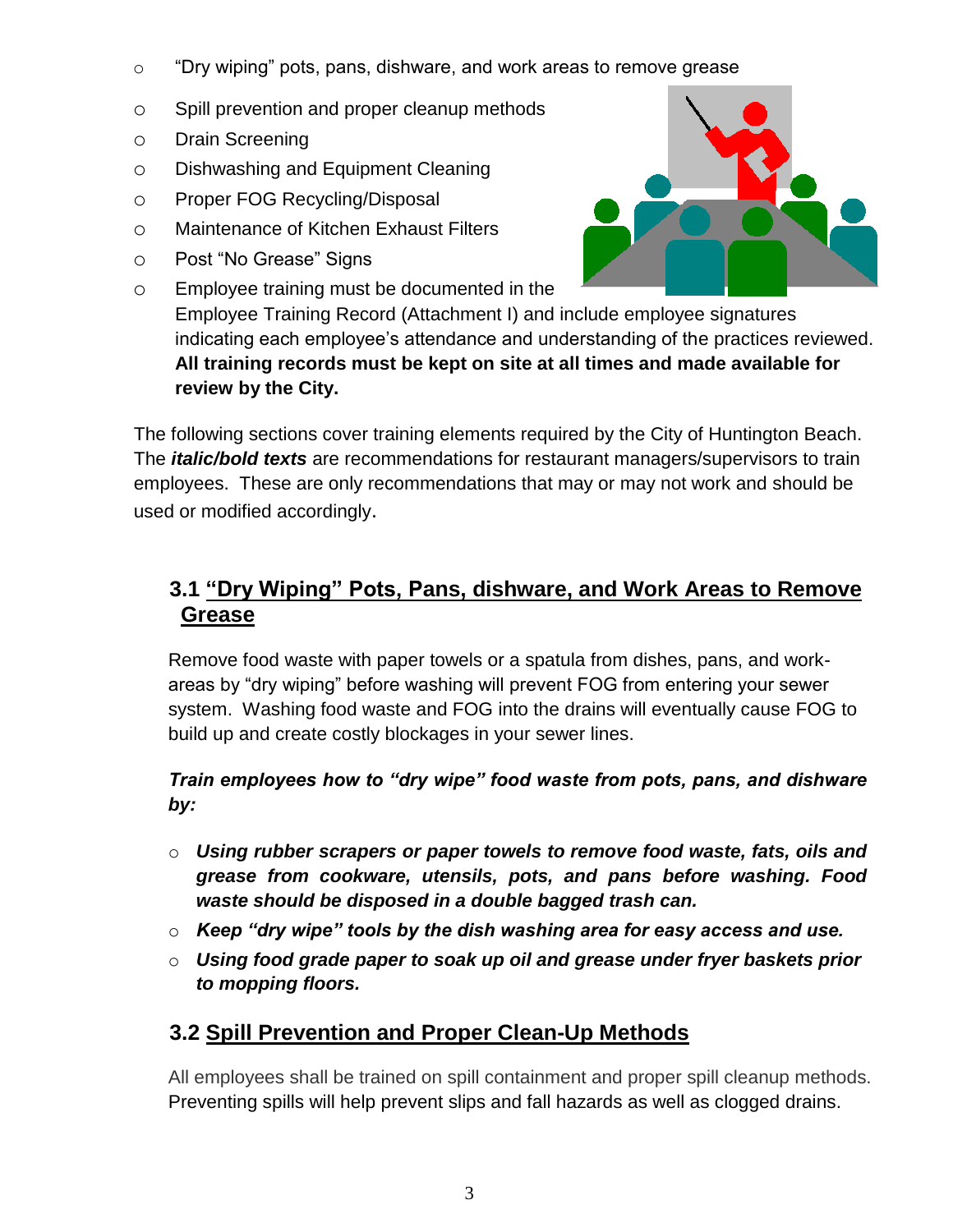- "Dry wiping" pots, pans, dishware, and work areas to remove grease
- Spill prevention and proper cleanup methods
- Drain Screening
- Dishwashing and Equipment Cleaning
- Proper FOG Recycling/Disposal
- Maintenance of Kitchen Exhaust Filters
- Post "No Grease" Signs
- Employee training must be documented in the Employee Training Record (Attachment I) and include employee signatures indicating each employee's attendance and understanding of the practices reviewed. **All training records must be kept on site at all times and made available for review by the City.**

The following sections cover training elements required by the City of Huntington Beach. The ***italic/bold texts*** are recommendations for restaurant managers/supervisors to train employees. These are only recommendations that may or may not work and should be used or modified accordingly.

## 3.1 "Dry Wiping" Pots, Pans, dishware, and Work Areas to Remove Grease

Remove food waste with paper towels or a spatula from dishes, pans, and work-areas by "dry wiping" before washing will prevent FOG from entering your sewer system. Washing food waste and FOG into the drains will eventually cause FOG to build up and create costly blockages in your sewer lines.

***Train employees how to "dry wipe" food waste from pots, pans, and dishware by:***

- ***Using rubber scrapers or paper towels to remove food waste, fats, oils and grease from cookware, utensils, pots, and pans before washing. Food waste should be disposed in a double bagged trash can.***
- ***Keep "dry wipe" tools by the dish washing area for easy access and use.***
- ***Using food grade paper to soak up oil and grease under fryer baskets prior to mopping floors.***

## 3.2 Spill Prevention and Proper Clean-Up Methods

All employees shall be trained on spill containment and proper spill cleanup methods. Preventing spills will help prevent slips and fall hazards as well as clogged drains.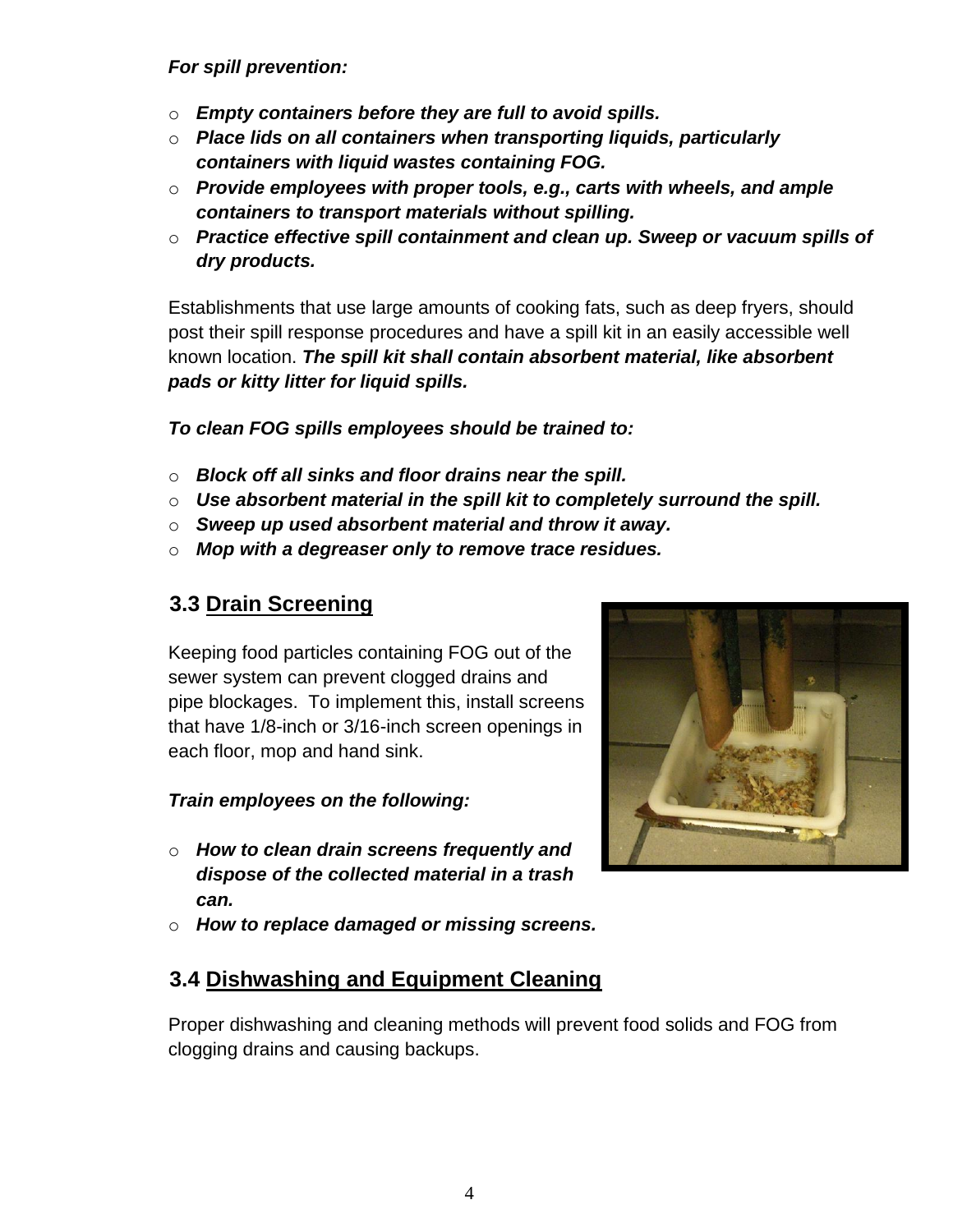***For spill prevention:***

- ***Empty containers before they are full to avoid spills.***
- ***Place lids on all containers when transporting liquids, particularly containers with liquid wastes containing FOG.***
- ***Provide employees with proper tools, e.g., carts with wheels, and ample containers to transport materials without spilling.***
- ***Practice effective spill containment and clean up. Sweep or vacuum spills of dry products.***

Establishments that use large amounts of cooking fats, such as deep fryers, should post their spill response procedures and have a spill kit in an easily accessible well known location. ***The spill kit shall contain absorbent material, like absorbent pads or kitty litter for liquid spills.***

***To clean FOG spills employees should be trained to:***

- ***Block off all sinks and floor drains near the spill.***
- ***Use absorbent material in the spill kit to completely surround the spill.***
- ***Sweep up used absorbent material and throw it away.***
- ***Mop with a degreaser only to remove trace residues.***

## 3.3 Drain Screening

Keeping food particles containing FOG out of the sewer system can prevent clogged drains and pipe blockages. To implement this, install screens that have 1/8-inch or 3/16-inch screen openings in each floor, mop and hand sink.

***Train employees on the following:***

- ***How to clean drain screens frequently and dispose of the collected material in a trash can.***
- ***How to replace damaged or missing screens.***

## 3.4 Dishwashing and Equipment Cleaning

Proper dishwashing and cleaning methods will prevent food solids and FOG from clogging drains and causing backups.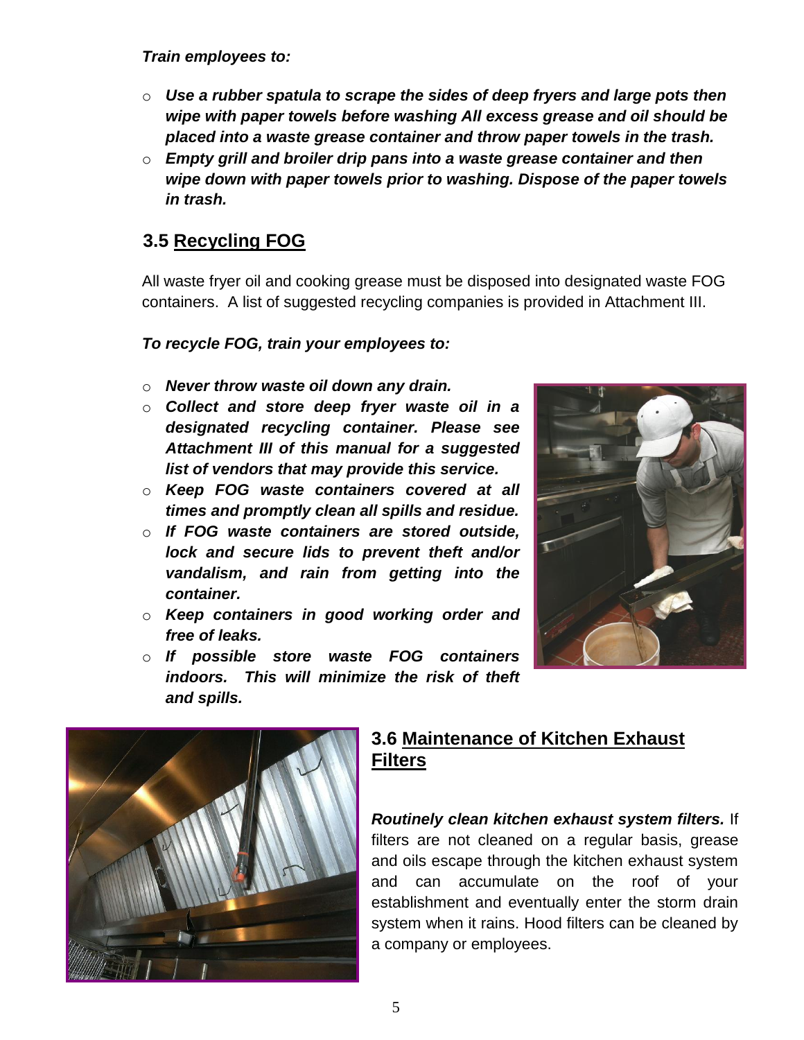***Train employees to:***

- ***Use a rubber spatula to scrape the sides of deep fryers and large pots then wipe with paper towels before washing All excess grease and oil should be placed into a waste grease container and throw paper towels in the trash.***
- ***Empty grill and broiler drip pans into a waste grease container and then wipe down with paper towels prior to washing. Dispose of the paper towels in trash.***

## 3.5 Recycling FOG

All waste fryer oil and cooking grease must be disposed into designated waste FOG containers. A list of suggested recycling companies is provided in Attachment III.

***To recycle FOG, train your employees to:***

- ***Never throw waste oil down any drain.***
- ***Collect and store deep fryer waste oil in a designated recycling container. Please see Attachment III of this manual for a suggested list of vendors that may provide this service.***
- ***Keep FOG waste containers covered at all times and promptly clean all spills and residue.***
- ***If FOG waste containers are stored outside, lock and secure lids to prevent theft and/or vandalism, and rain from getting into the container.***
- ***Keep containers in good working order and free of leaks.***
- ***If possible store waste FOG containers indoors. This will minimize the risk of theft and spills.***

## 3.6 Maintenance of Kitchen Exhaust Filters

***Routinely clean kitchen exhaust system filters.*** If filters are not cleaned on a regular basis, grease and oils escape through the kitchen exhaust system and can accumulate on the roof of your establishment and eventually enter the storm drain system when it rains. Hood filters can be cleaned by a company or employees.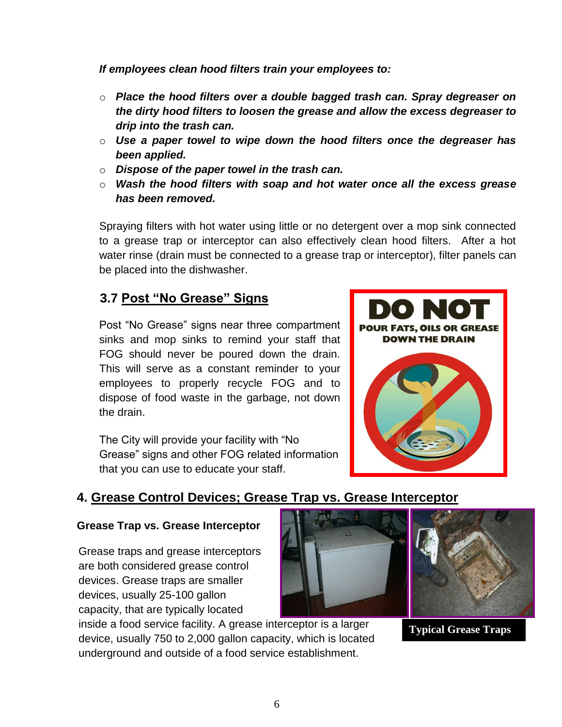***If employees clean hood filters train your employees to:***

- ***Place the hood filters over a double bagged trash can. Spray degreaser on the dirty hood filters to loosen the grease and allow the excess degreaser to drip into the trash can.***
- ***Use a paper towel to wipe down the hood filters once the degreaser has been applied.***
- ***Dispose of the paper towel in the trash can.***
- ***Wash the hood filters with soap and hot water once all the excess grease has been removed.***

Spraying filters with hot water using little or no detergent over a mop sink connected to a grease trap or interceptor can also effectively clean hood filters. After a hot water rinse (drain must be connected to a grease trap or interceptor), filter panels can be placed into the dishwasher.

### 3.7 Post "No Grease" Signs

Post "No Grease" signs near three compartment sinks and mop sinks to remind your staff that FOG should never be poured down the drain. This will serve as a constant reminder to your employees to properly recycle FOG and to dispose of food waste in the garbage, not down the drain.

The City will provide your facility with "No Grease" signs and other FOG related information that you can use to educate your staff.

**DO NOT**

**POUR FATS, OILS OR GREASE DOWN THE DRAIN**

## 4. Grease Control Devices; Grease Trap vs. Grease Interceptor

**Grease Trap vs. Grease Interceptor**

Grease traps and grease interceptors are both considered grease control devices. Grease traps are smaller devices, usually 25-100 gallon capacity, that are typically located inside a food service facility. A grease interceptor is a larger device, usually 750 to 2,000 gallon capacity, which is located underground and outside of a food service establishment.

**Typical Grease Traps**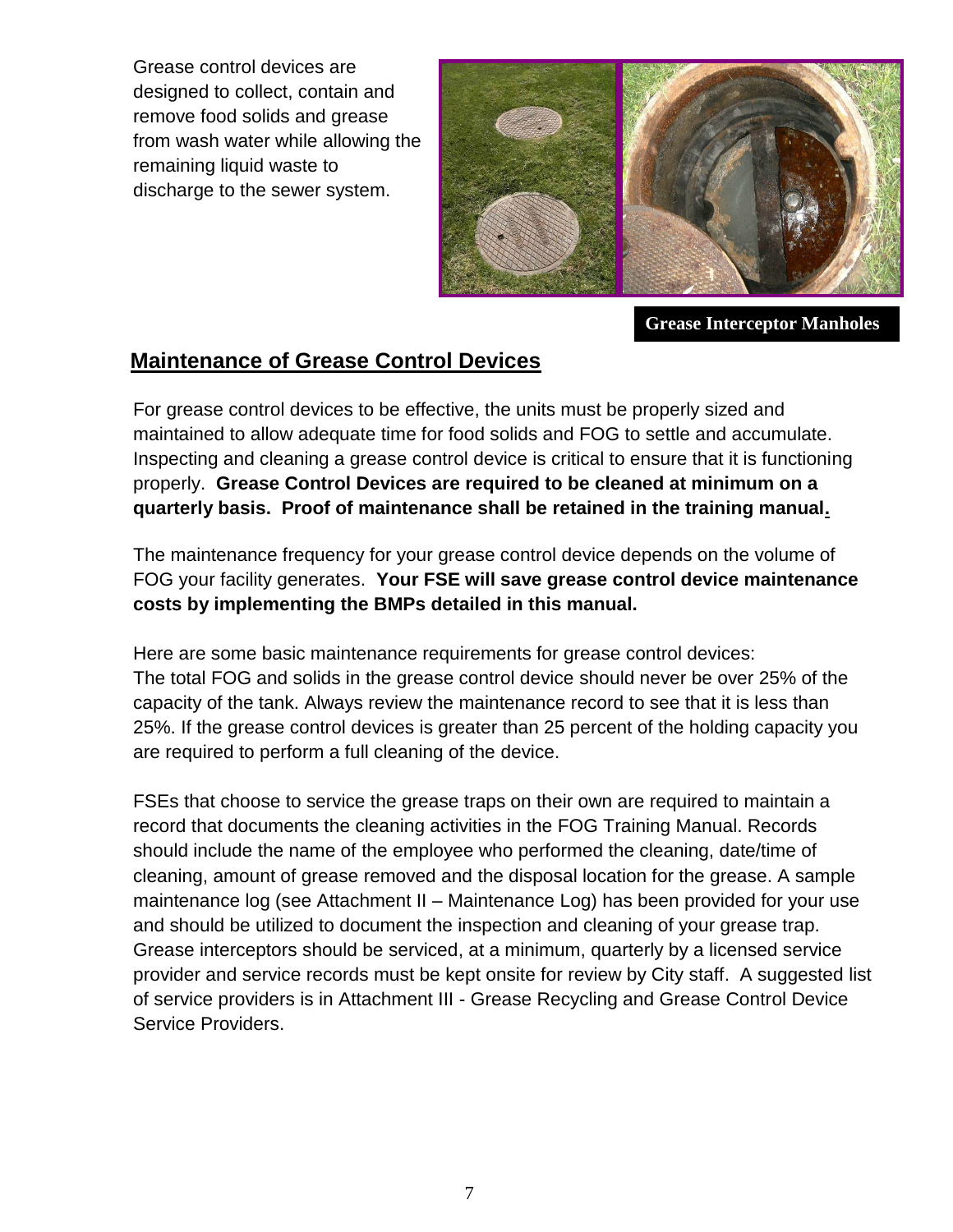Grease control devices are designed to collect, contain and remove food solids and grease from wash water while allowing the remaining liquid waste to discharge to the sewer system.

**Grease Interceptor Manholes**

## Maintenance of Grease Control Devices

For grease control devices to be effective, the units must be properly sized and maintained to allow adequate time for food solids and FOG to settle and accumulate. Inspecting and cleaning a grease control device is critical to ensure that it is functioning properly. **Grease Control Devices are required to be cleaned at minimum on a quarterly basis. Proof of maintenance shall be retained in the training manual.**

The maintenance frequency for your grease control device depends on the volume of FOG your facility generates. **Your FSE will save grease control device maintenance costs by implementing the BMPs detailed in this manual.**

Here are some basic maintenance requirements for grease control devices:
The total FOG and solids in the grease control device should never be over 25% of the capacity of the tank. Always review the maintenance record to see that it is less than 25%. If the grease control devices is greater than 25 percent of the holding capacity you are required to perform a full cleaning of the device.

FSEs that choose to service the grease traps on their own are required to maintain a record that documents the cleaning activities in the FOG Training Manual. Records should include the name of the employee who performed the cleaning, date/time of cleaning, amount of grease removed and the disposal location for the grease. A sample maintenance log (see Attachment II – Maintenance Log) has been provided for your use and should be utilized to document the inspection and cleaning of your grease trap. Grease interceptors should be serviced, at a minimum, quarterly by a licensed service provider and service records must be kept onsite for review by City staff. A suggested list of service providers is in Attachment III - Grease Recycling and Grease Control Device Service Providers.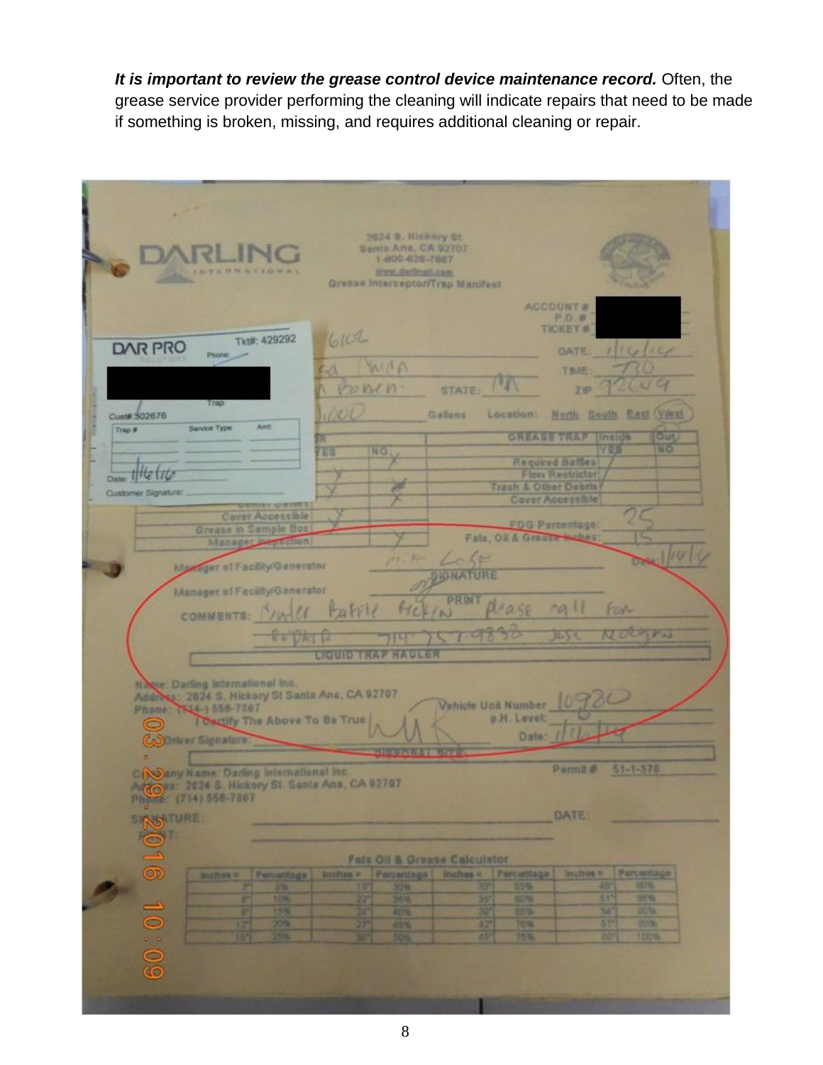***It is important to review the grease control device maintenance record.*** Often, the grease service provider performing the cleaning will indicate repairs that need to be made if something is broken, missing, and requires additional cleaning or repair.

DARLING INTERNATIONAL

2624 S. Hickory St
Santa Ana, CA 92707
1-800-626-7867
www.darlingii.com
Grease Interceptor/Trap Manifest

ACCOUNT #
P.O. #
TICKET #

DAR PRO SOLUTIONS Tkt#: 429292
Phone:
Trap
Cust# 302676

| Trap # | Service Type | Amt |
|---|---|---|
| | | |

Date: 1/16/16
Customer Signature:

DATE: 1/16/16
TIME: 730
STATE: CA ZIP 92649
1000 Gallons Location: North South East West

| | YES | NO |
|---|---|---|
| | | X |
| | Y | |
| | Y | X |
| Cover Accessible | Y | |
| Grease in Sample Box | | |
| Manager Inspection | | Y |

| GREASE TRAP | Inside | Out |
|---|---|---|
| | YES | NO |
| Required Baffles | / | |
| Flow Restrictor | / | |
| Trash & Other Debris | / | |
| Cover Accessible | / | |

FOG Percentage: 25
Fats, Oil & Grease Inches: 15

Manager of Facility/Generator ________ SIGNATURE Date 1/16/16

Manager of Facility/Generator ________ PRINT

COMMENTS: Under Baffle Broken please call for Repair 714-757-9838 Jose Nelgren

LIQUID TRAP HAULER

Name: Darling International Inc.
Address: 2624 S. Hickory St Santa Ana, CA 92707
Phone: (714) 556-7867
I Certify The Above To Be True
Driver Signature

Vehicle Unit Number 10980
p.H. Level: 6
Date: 1/16/16

DISPOSAL SITE

Company Name: Darling International Inc.
Address: 2624 S. Hickory St. Santa Ana, CA 92707
Phone: (714) 556-7867
SIGNATURE: DATE:
PRINT:

Permit # 51-1-378

**Fats Oil & Grease Calculator**

| Inches = | Percentage | Inches = | Percentage | Inches = | Percentage | Inches = | Percentage |
|---|---|---|---|---|---|---|---|
| 3" | 5% | 18" | 30% | 33" | 55% | 48" | 80% |
| 6" | 10% | 21" | 35% | 36" | 60% | 51" | 85% |
| 9" | 15% | 24" | 40% | 39" | 65% | 54" | 90% |
| 12" | 20% | 27" | 45% | 42" | 70% | 57" | 95% |
| 15" | 25% | 30" | 50% | 45" | 75% | 60" | 100% |

03.29.2016 10:09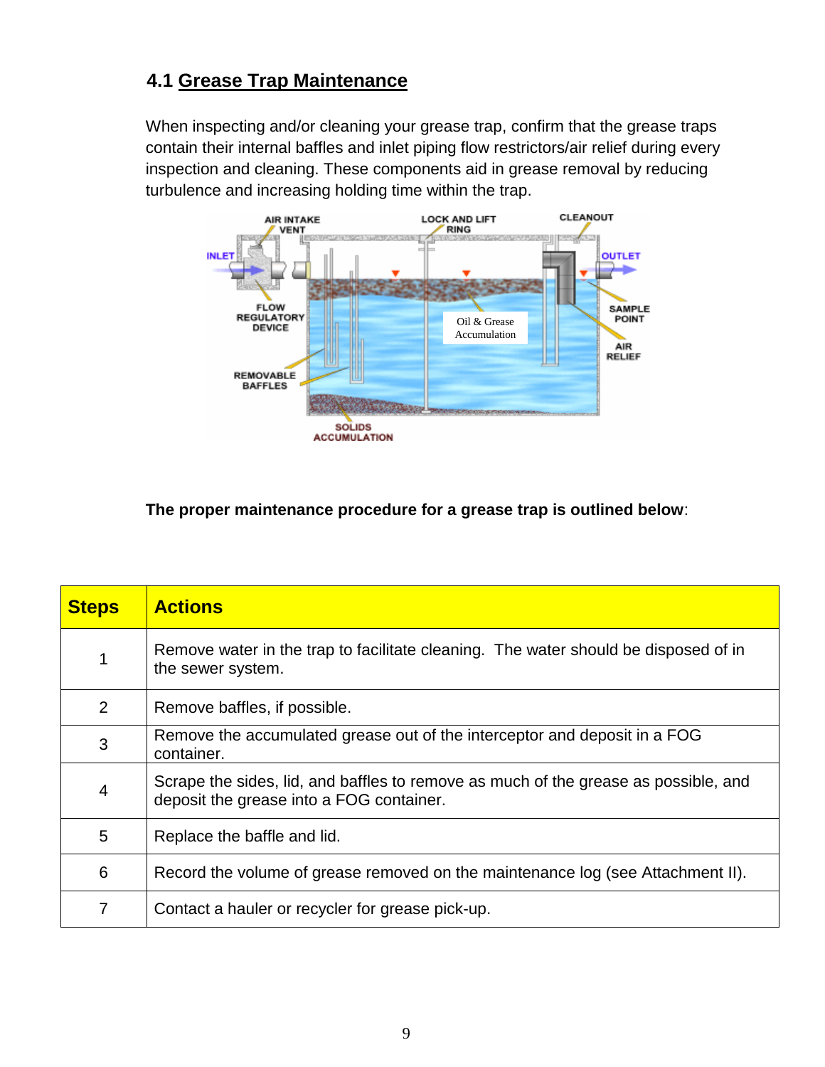### 4.1 Grease Trap Maintenance

When inspecting and/or cleaning your grease trap, confirm that the grease traps contain their internal baffles and inlet piping flow restrictors/air relief during every inspection and cleaning. These components aid in grease removal by reducing turbulence and increasing holding time within the trap.

**The proper maintenance procedure for a grease trap is outlined below**:

| Steps | Actions |
|---|---|
| 1 | Remove water in the trap to facilitate cleaning. The water should be disposed of in the sewer system. |
| 2 | Remove baffles, if possible. |
| 3 | Remove the accumulated grease out of the interceptor and deposit in a FOG container. |
| 4 | Scrape the sides, lid, and baffles to remove as much of the grease as possible, and deposit the grease into a FOG container. |
| 5 | Replace the baffle and lid. |
| 6 | Record the volume of grease removed on the maintenance log (see Attachment II). |
| 7 | Contact a hauler or recycler for grease pick-up. |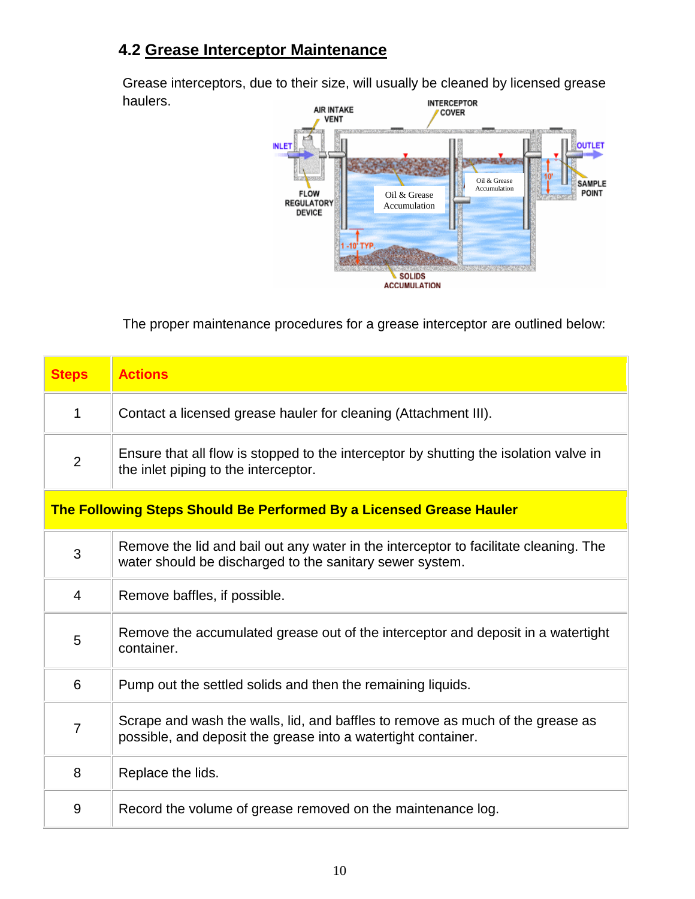## 4.2 Grease Interceptor Maintenance

Grease interceptors, due to their size, will usually be cleaned by licensed grease haulers.

The proper maintenance procedures for a grease interceptor are outlined below:

| Steps | Actions |
| --- | --- |
| 1 | Contact a licensed grease hauler for cleaning (Attachment III). |
| 2 | Ensure that all flow is stopped to the interceptor by shutting the isolation valve in the inlet piping to the interceptor. |
| **The Following Steps Should Be Performed By a Licensed Grease Hauler** | |
| 3 | Remove the lid and bail out any water in the interceptor to facilitate cleaning. The water should be discharged to the sanitary sewer system. |
| 4 | Remove baffles, if possible. |
| 5 | Remove the accumulated grease out of the interceptor and deposit in a watertight container. |
| 6 | Pump out the settled solids and then the remaining liquids. |
| 7 | Scrape and wash the walls, lid, and baffles to remove as much of the grease as possible, and deposit the grease into a watertight container. |
| 8 | Replace the lids. |
| 9 | Record the volume of grease removed on the maintenance log. |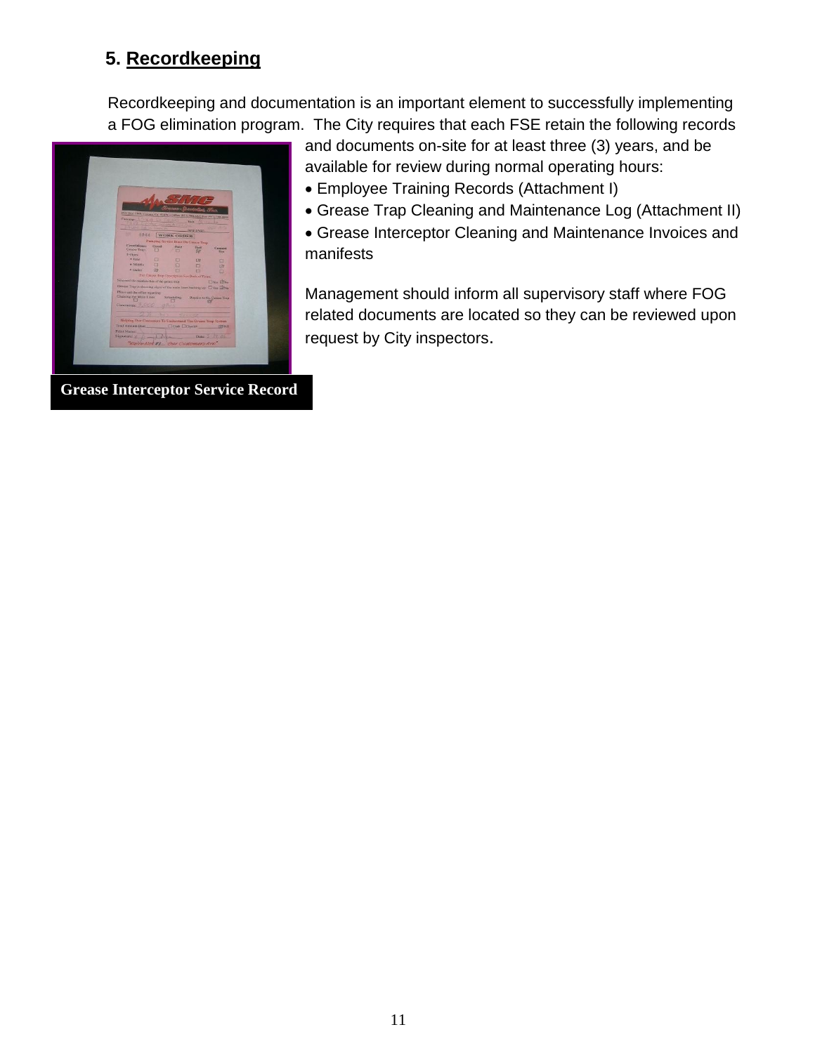## 5. Recordkeeping

Recordkeeping and documentation is an important element to successfully implementing a FOG elimination program. The City requires that each FSE retain the following records and documents on-site for at least three (3) years, and be available for review during normal operating hours:

- Employee Training Records (Attachment I)
- Grease Trap Cleaning and Maintenance Log (Attachment II)
- Grease Interceptor Cleaning and Maintenance Invoices and manifests

Management should inform all supervisory staff where FOG related documents are located so they can be reviewed upon request by City inspectors.

**Grease Interceptor Service Record**